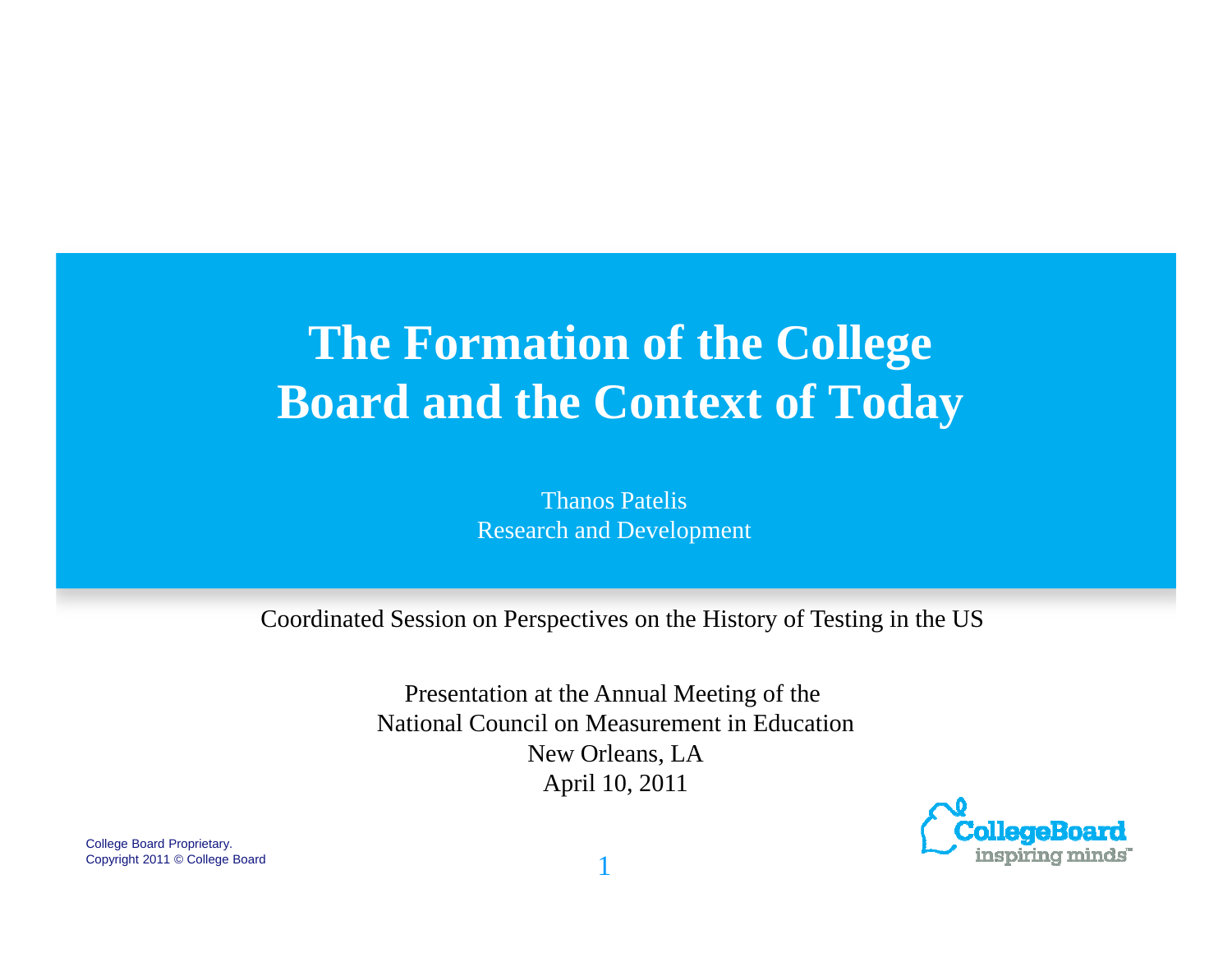# The Formation of the College Board and the Context of Today

Thanos Patelis
Research and Development

Coordinated Session on Perspectives on the History of Testing in the US

Presentation at the Annual Meeting of the
National Council on Measurement in Education
New Orleans, LA
April 10, 2011

College Board Proprietary.
Copyright 2011 © College Board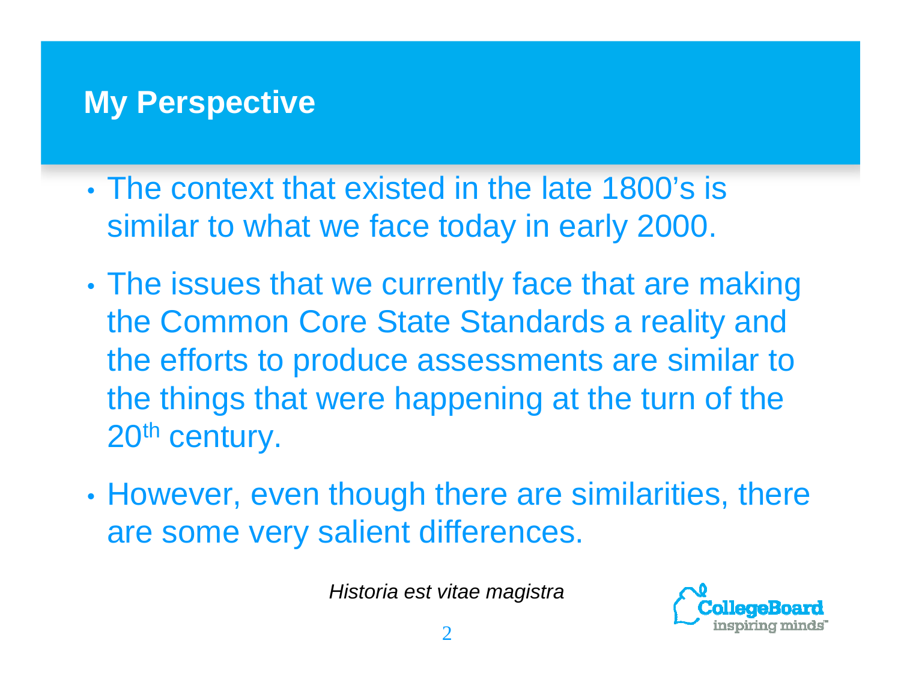# My Perspective

- The context that existed in the late 1800's is similar to what we face today in early 2000.
- The issues that we currently face that are making the Common Core State Standards a reality and the efforts to produce assessments are similar to the things that were happening at the turn of the 20th century.
- However, even though there are similarities, there are some very salient differences.

*Historia est vitae magistra*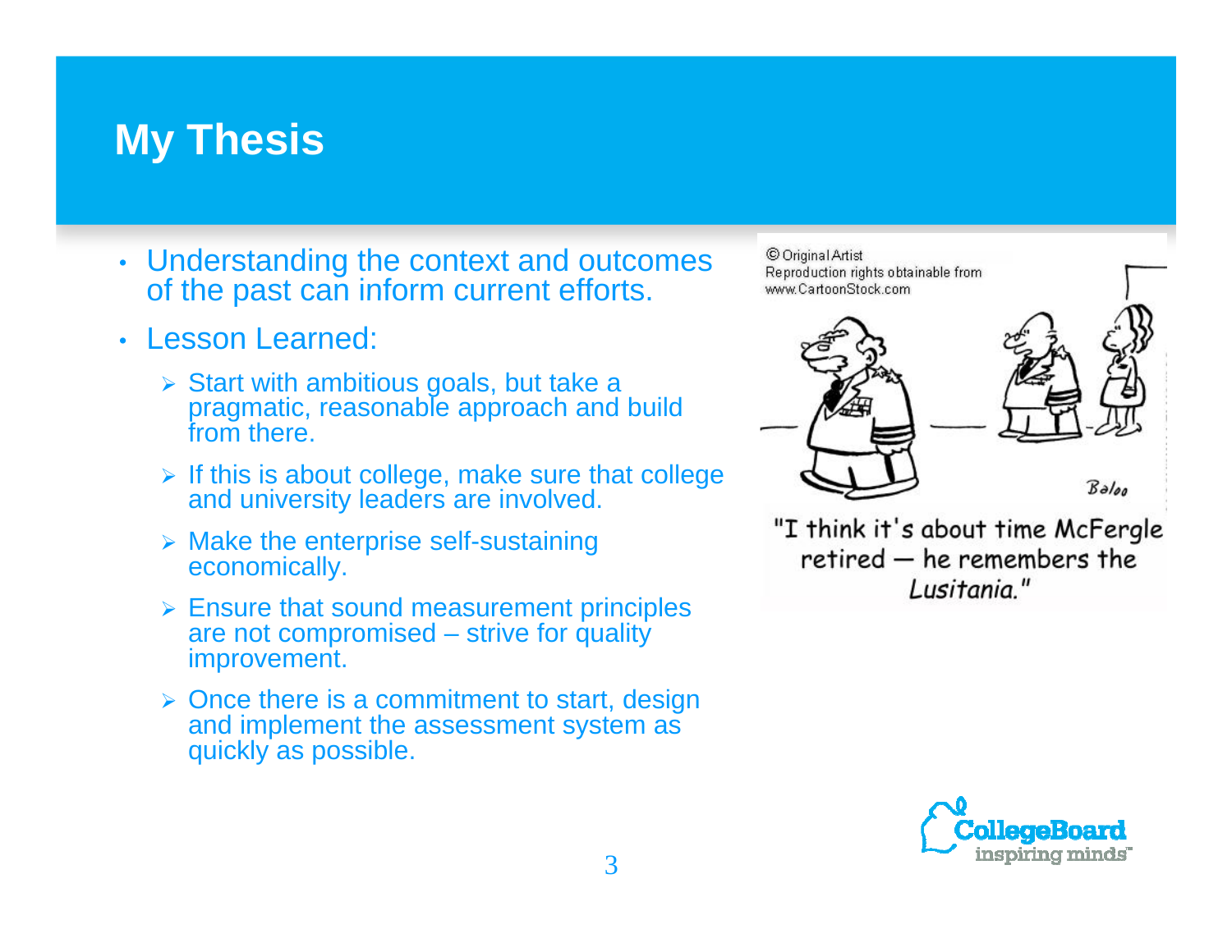# My Thesis

- Understanding the context and outcomes of the past can inform current efforts.
- Lesson Learned:
  - Start with ambitious goals, but take a pragmatic, reasonable approach and build from there.
  - If this is about college, make sure that college and university leaders are involved.
  - Make the enterprise self-sustaining economically.
  - Ensure that sound measurement principles are not compromised – strive for quality improvement.
  - Once there is a commitment to start, design and implement the assessment system as quickly as possible.

© Original Artist
Reproduction rights obtainable from
www.CartoonStock.com

"I think it's about time McFergle retired — he remembers the *Lusitania*."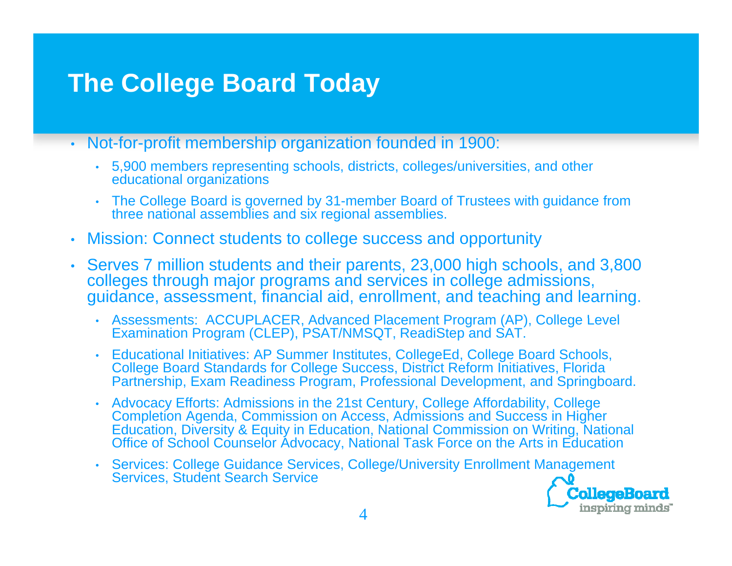# The College Board Today

- Not-for-profit membership organization founded in 1900:
  - 5,900 members representing schools, districts, colleges/universities, and other educational organizations
  - The College Board is governed by 31-member Board of Trustees with guidance from three national assemblies and six regional assemblies.
- Mission: Connect students to college success and opportunity
- Serves 7 million students and their parents, 23,000 high schools, and 3,800 colleges through major programs and services in college admissions, guidance, assessment, financial aid, enrollment, and teaching and learning.
  - Assessments: ACCUPLACER, Advanced Placement Program (AP), College Level Examination Program (CLEP), PSAT/NMSQT, ReadiStep and SAT.
  - Educational Initiatives: AP Summer Institutes, CollegeEd, College Board Schools, College Board Standards for College Success, District Reform Initiatives, Florida Partnership, Exam Readiness Program, Professional Development, and Springboard.
  - Advocacy Efforts: Admissions in the 21st Century, College Affordability, College Completion Agenda, Commission on Access, Admissions and Success in Higher Education, Diversity & Equity in Education, National Commission on Writing, National Office of School Counselor Advocacy, National Task Force on the Arts in Education
  - Services: College Guidance Services, College/University Enrollment Management Services, Student Search Service

CollegeBoard inspiring minds™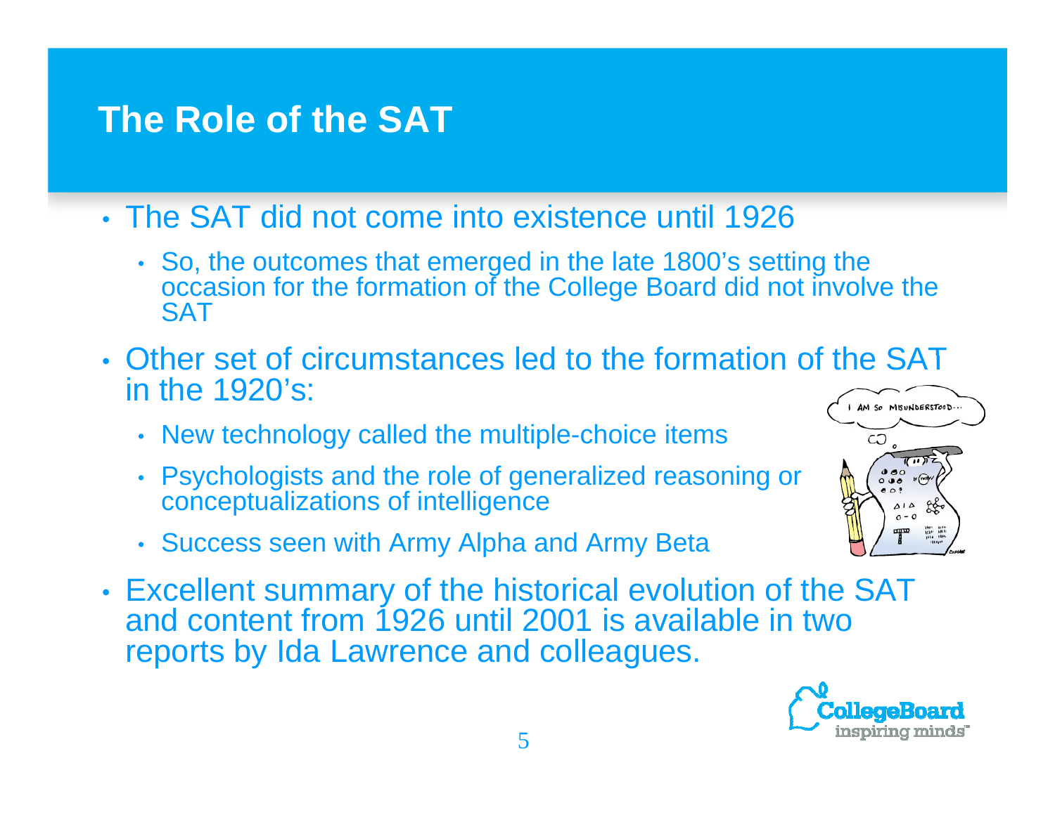# The Role of the SAT

- The SAT did not come into existence until 1926
  - So, the outcomes that emerged in the late 1800's setting the occasion for the formation of the College Board did not involve the SAT
- Other set of circumstances led to the formation of the SAT in the 1920's:
  - New technology called the multiple-choice items
  - Psychologists and the role of generalized reasoning or conceptualizations of intelligence
  - Success seen with Army Alpha and Army Beta
- Excellent summary of the historical evolution of the SAT and content from 1926 until 2001 is available in two reports by Ida Lawrence and colleagues.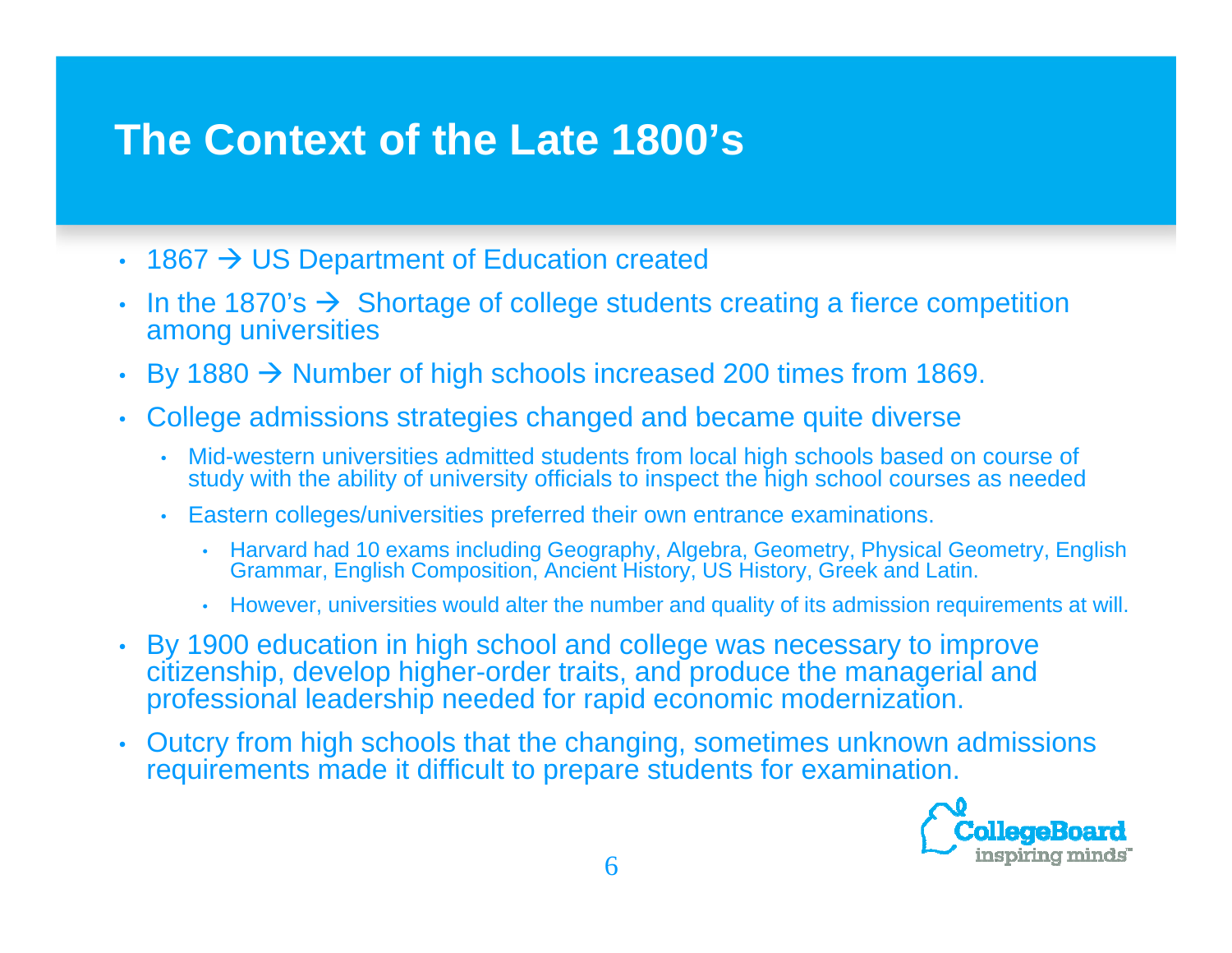# The Context of the Late 1800's

- 1867 → US Department of Education created
- In the 1870's → Shortage of college students creating a fierce competition among universities
- By 1880 → Number of high schools increased 200 times from 1869.
- College admissions strategies changed and became quite diverse
  - Mid-western universities admitted students from local high schools based on course of study with the ability of university officials to inspect the high school courses as needed
  - Eastern colleges/universities preferred their own entrance examinations.
    - Harvard had 10 exams including Geography, Algebra, Geometry, Physical Geometry, English Grammar, English Composition, Ancient History, US History, Greek and Latin.
    - However, universities would alter the number and quality of its admission requirements at will.
- By 1900 education in high school and college was necessary to improve citizenship, develop higher-order traits, and produce the managerial and professional leadership needed for rapid economic modernization.
- Outcry from high schools that the changing, sometimes unknown admissions requirements made it difficult to prepare students for examination.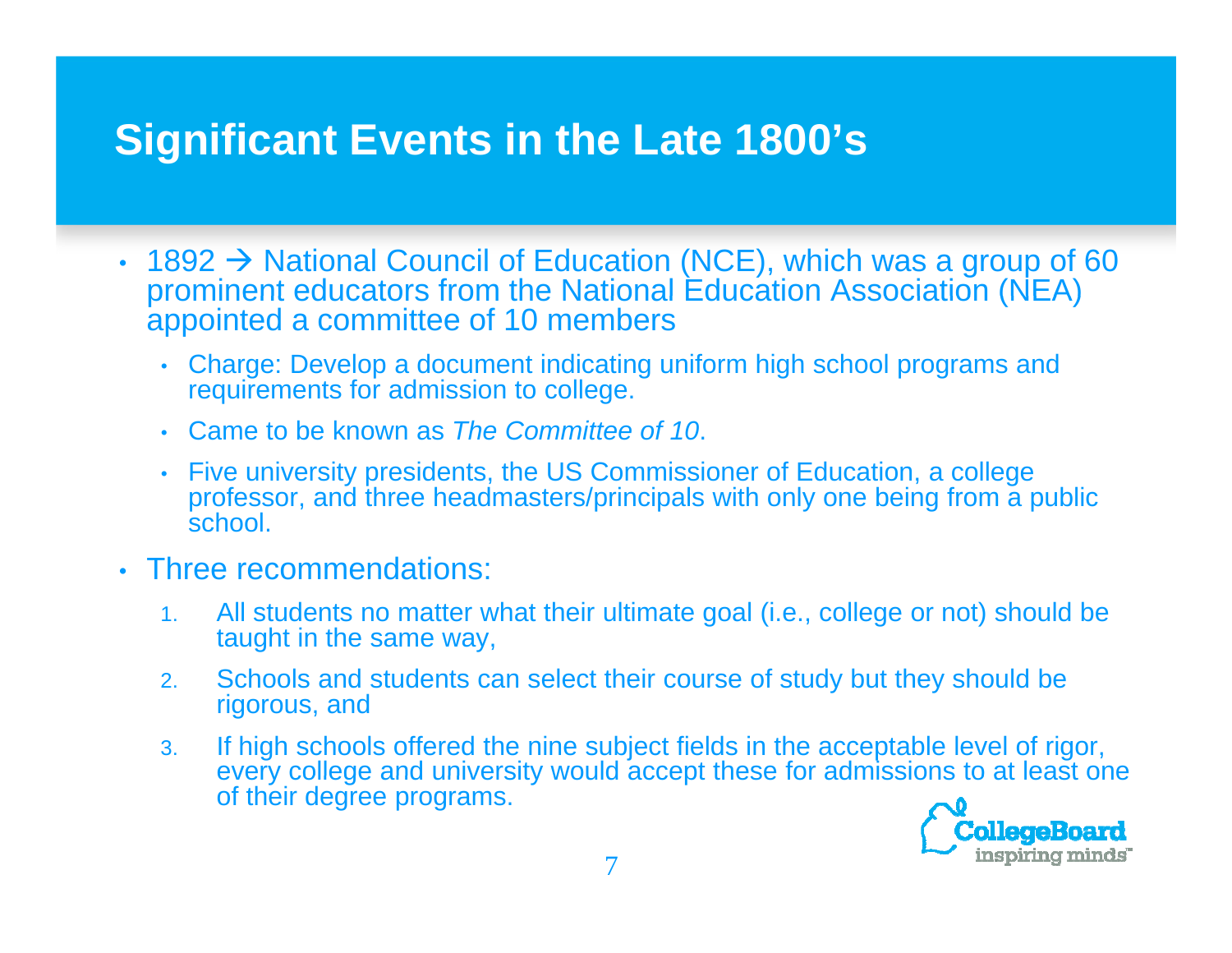# Significant Events in the Late 1800's

- 1892 → National Council of Education (NCE), which was a group of 60 prominent educators from the National Education Association (NEA) appointed a committee of 10 members
  - Charge: Develop a document indicating uniform high school programs and requirements for admission to college.
  - Came to be known as *The Committee of 10*.
  - Five university presidents, the US Commissioner of Education, a college professor, and three headmasters/principals with only one being from a public school.
- Three recommendations:
  1. All students no matter what their ultimate goal (i.e., college or not) should be taught in the same way,
  2. Schools and students can select their course of study but they should be rigorous, and
  3. If high schools offered the nine subject fields in the acceptable level of rigor, every college and university would accept these for admissions to at least one of their degree programs.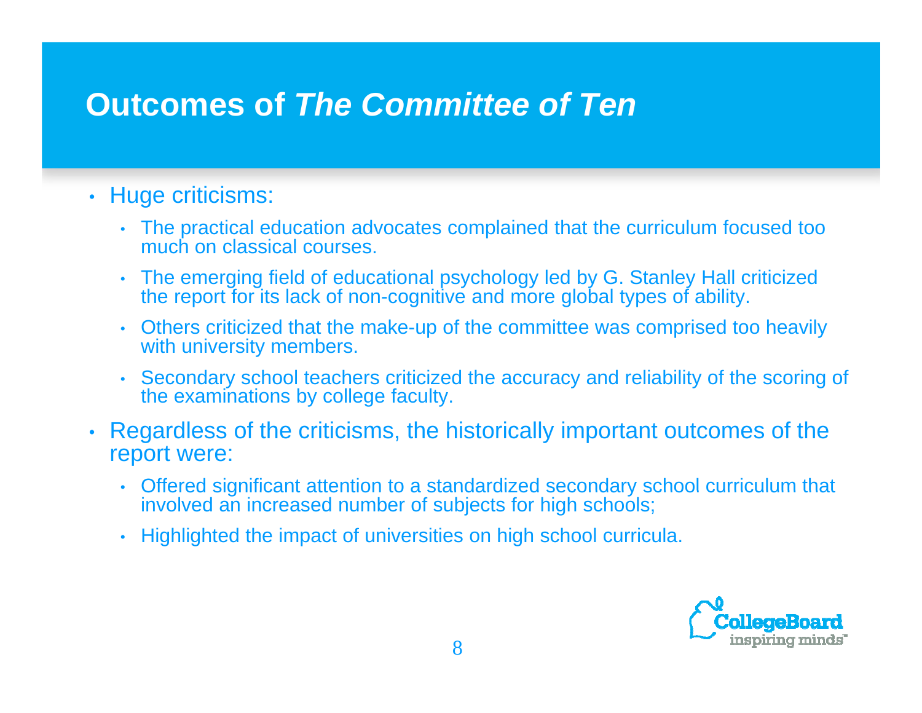# Outcomes of *The Committee of Ten*

- Huge criticisms:
  - The practical education advocates complained that the curriculum focused too much on classical courses.
  - The emerging field of educational psychology led by G. Stanley Hall criticized the report for its lack of non-cognitive and more global types of ability.
  - Others criticized that the make-up of the committee was comprised too heavily with university members.
  - Secondary school teachers criticized the accuracy and reliability of the scoring of the examinations by college faculty.
- Regardless of the criticisms, the historically important outcomes of the report were:
  - Offered significant attention to a standardized secondary school curriculum that involved an increased number of subjects for high schools;
  - Highlighted the impact of universities on high school curricula.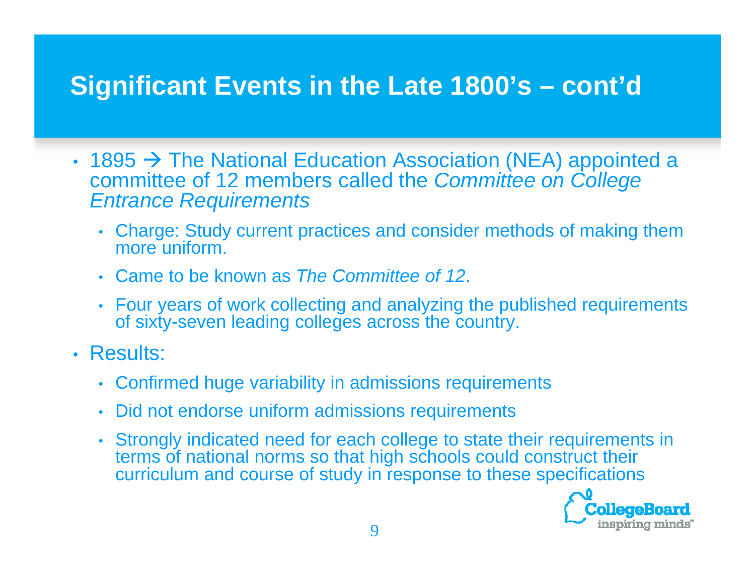# Significant Events in the Late 1800's – cont'd

- 1895 → The National Education Association (NEA) appointed a committee of 12 members called the *Committee on College Entrance Requirements*
  - Charge: Study current practices and consider methods of making them more uniform.
  - Came to be known as *The Committee of 12*.
  - Four years of work collecting and analyzing the published requirements of sixty-seven leading colleges across the country.
- Results:
  - Confirmed huge variability in admissions requirements
  - Did not endorse uniform admissions requirements
  - Strongly indicated need for each college to state their requirements in terms of national norms so that high schools could construct their curriculum and course of study in response to these specifications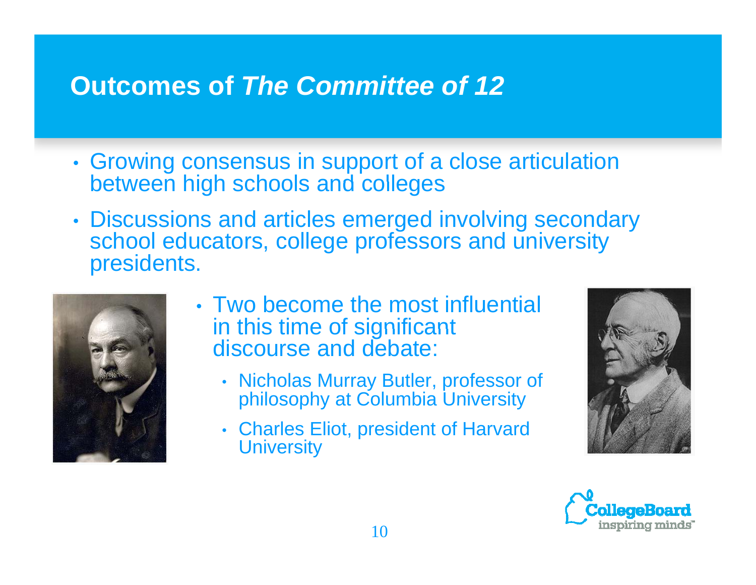# Outcomes of *The Committee of 12*

- Growing consensus in support of a close articulation between high schools and colleges
- Discussions and articles emerged involving secondary school educators, college professors and university presidents.
- Two become the most influential in this time of significant discourse and debate:
  - Nicholas Murray Butler, professor of philosophy at Columbia University
  - Charles Eliot, president of Harvard University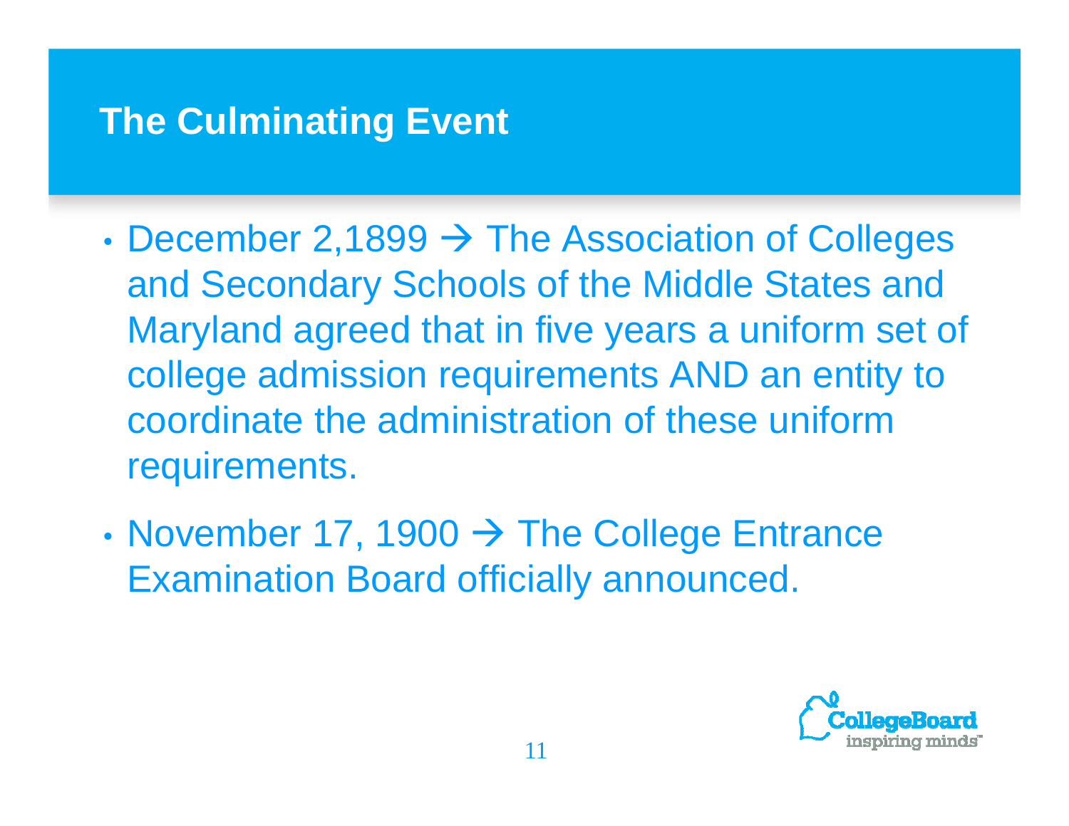# The Culminating Event

- December 2,1899 → The Association of Colleges and Secondary Schools of the Middle States and Maryland agreed that in five years a uniform set of college admission requirements AND an entity to coordinate the administration of these uniform requirements.
- November 17, 1900 → The College Entrance Examination Board officially announced.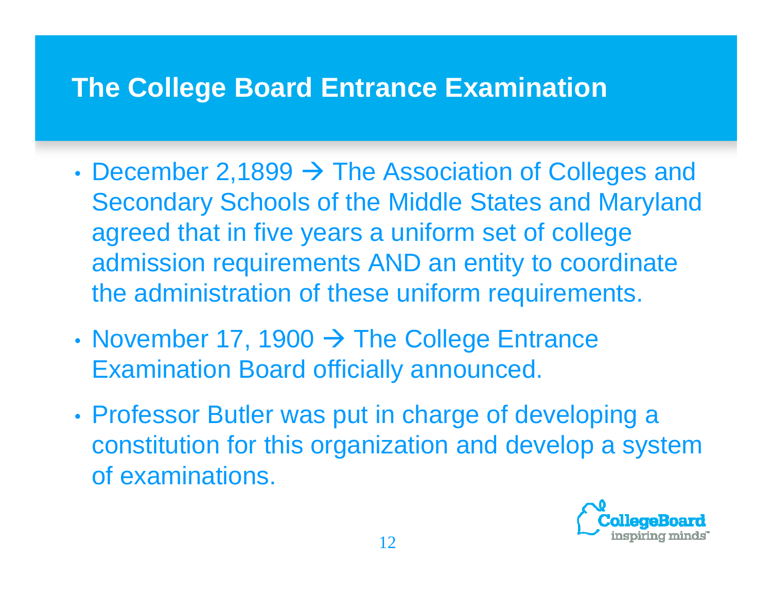# The College Board Entrance Examination

- December 2,1899 → The Association of Colleges and Secondary Schools of the Middle States and Maryland agreed that in five years a uniform set of college admission requirements AND an entity to coordinate the administration of these uniform requirements.
- November 17, 1900 → The College Entrance Examination Board officially announced.
- Professor Butler was put in charge of developing a constitution for this organization and develop a system of examinations.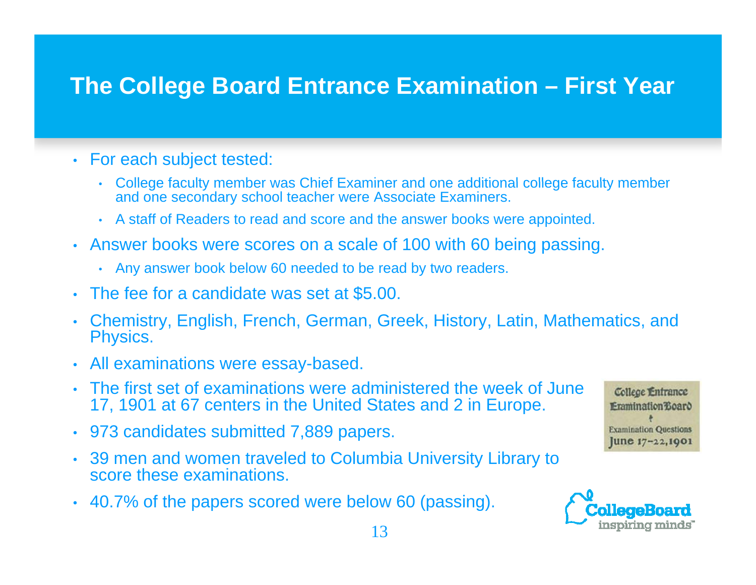# The College Board Entrance Examination – First Year

- For each subject tested:
  - College faculty member was Chief Examiner and one additional college faculty member and one secondary school teacher were Associate Examiners.
  - A staff of Readers to read and score and the answer books were appointed.
- Answer books were scores on a scale of 100 with 60 being passing.
  - Any answer book below 60 needed to be read by two readers.
- The fee for a candidate was set at $5.00.
- Chemistry, English, French, German, Greek, History, Latin, Mathematics, and Physics.
- All examinations were essay-based.
- The first set of examinations were administered the week of June 17, 1901 at 67 centers in the United States and 2 in Europe.
- 973 candidates submitted 7,889 papers.
- 39 men and women traveled to Columbia University Library to score these examinations.
- 40.7% of the papers scored were below 60 (passing).

College Entrance Examination Board
Examination Questions
June 17–22, 1901

CollegeBoard
inspiring minds™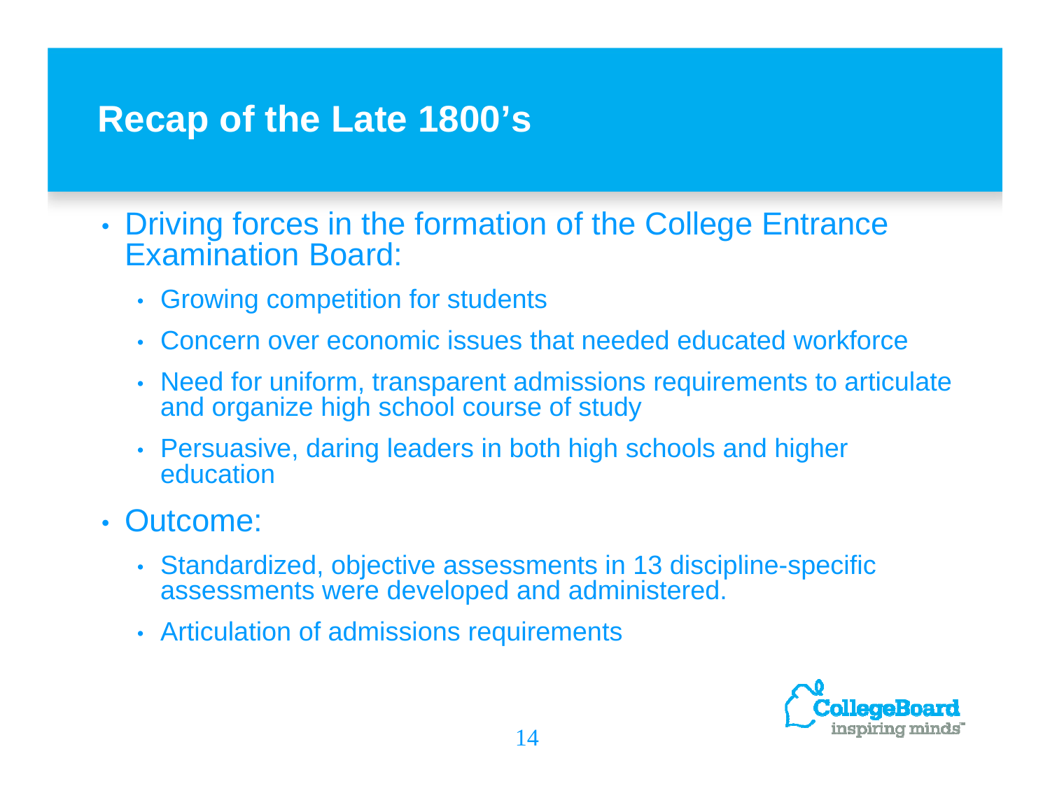# Recap of the Late 1800's

- Driving forces in the formation of the College Entrance Examination Board:
  - Growing competition for students
  - Concern over economic issues that needed educated workforce
  - Need for uniform, transparent admissions requirements to articulate and organize high school course of study
  - Persuasive, daring leaders in both high schools and higher education
- Outcome:
  - Standardized, objective assessments in 13 discipline-specific assessments were developed and administered.
  - Articulation of admissions requirements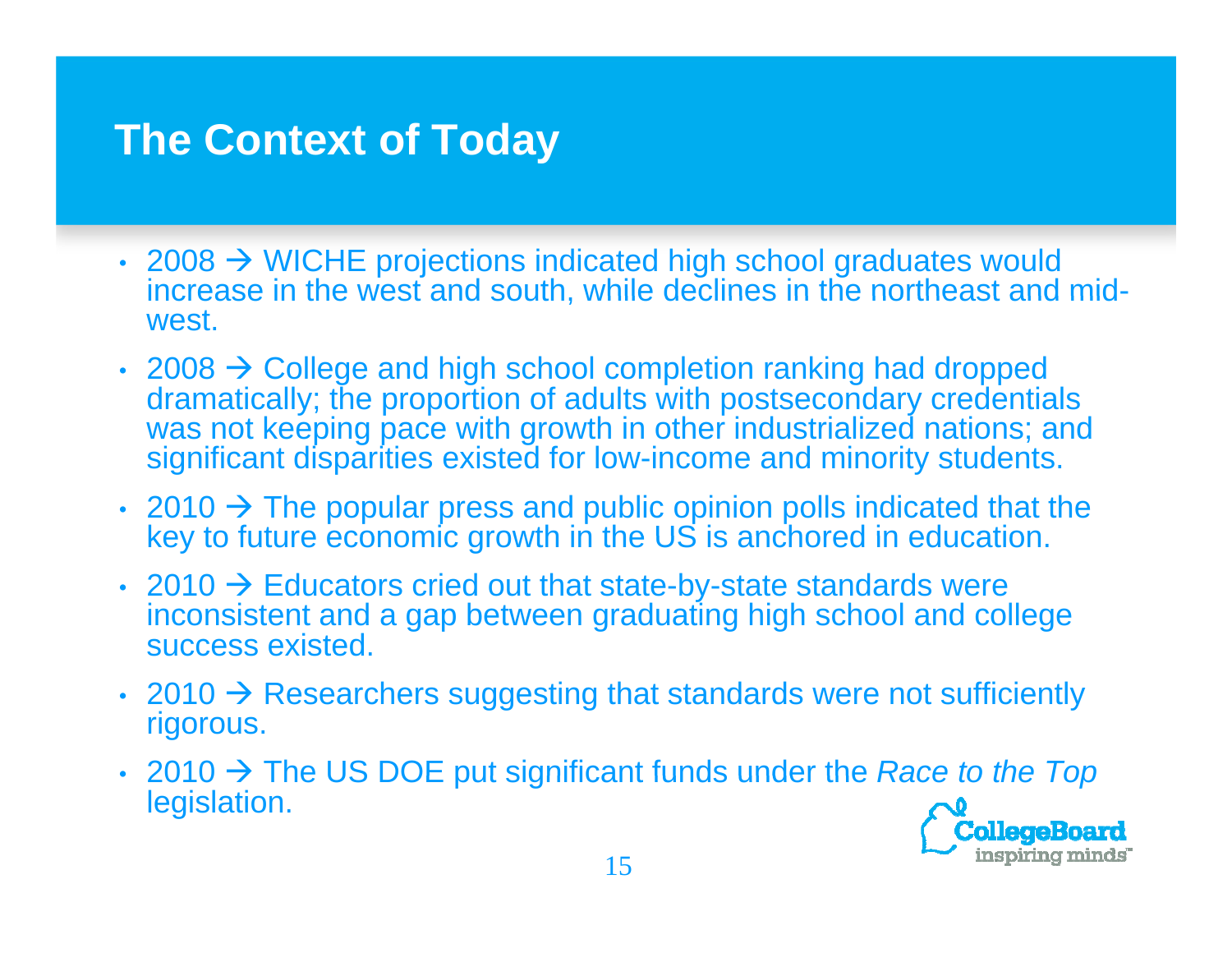# The Context of Today

- 2008 → WICHE projections indicated high school graduates would increase in the west and south, while declines in the northeast and mid-west.
- 2008 → College and high school completion ranking had dropped dramatically; the proportion of adults with postsecondary credentials was not keeping pace with growth in other industrialized nations; and significant disparities existed for low-income and minority students.
- 2010 → The popular press and public opinion polls indicated that the key to future economic growth in the US is anchored in education.
- 2010 → Educators cried out that state-by-state standards were inconsistent and a gap between graduating high school and college success existed.
- 2010 → Researchers suggesting that standards were not sufficiently rigorous.
- 2010 → The US DOE put significant funds under the *Race to the Top* legislation.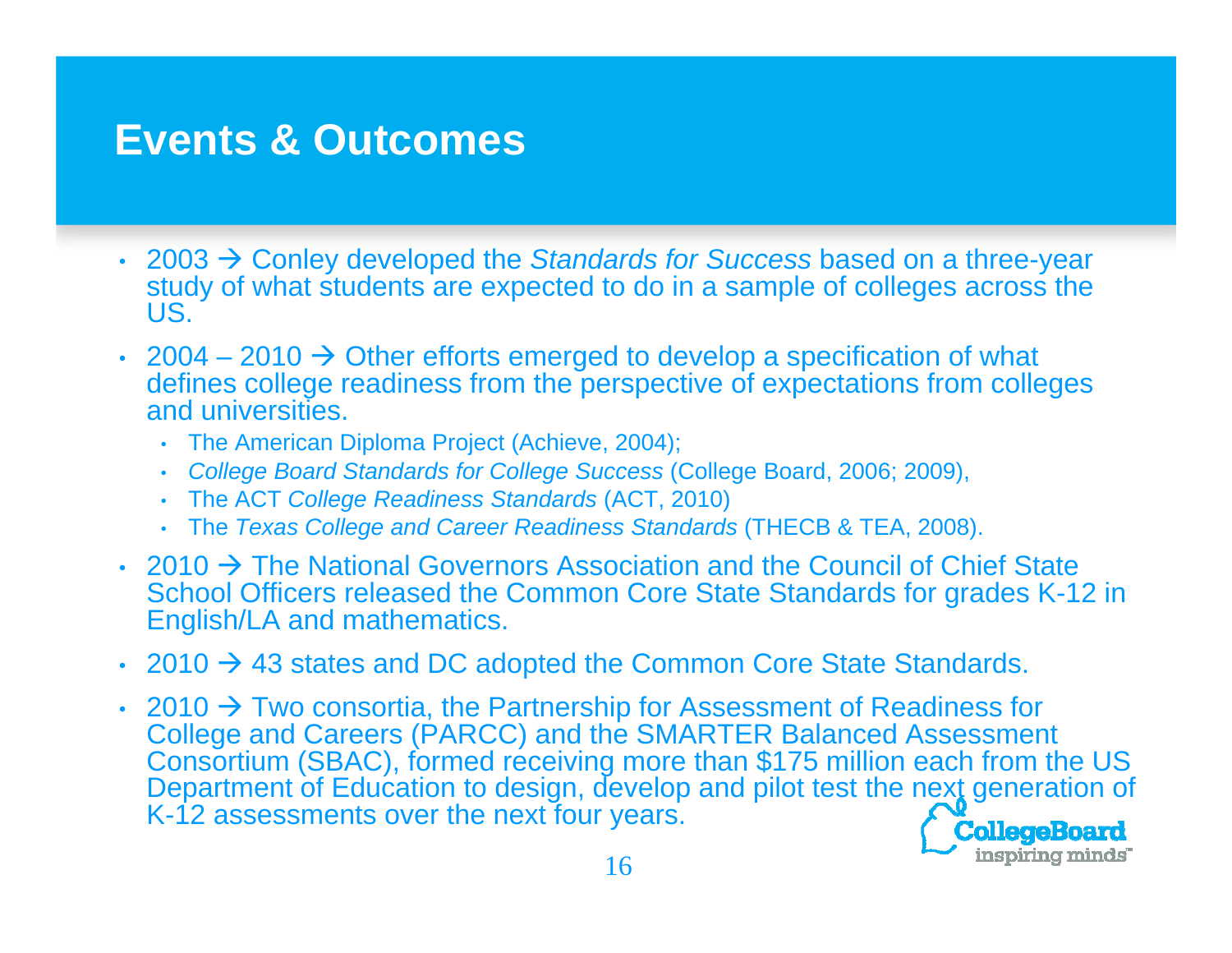# Events & Outcomes

- 2003 → Conley developed the *Standards for Success* based on a three-year study of what students are expected to do in a sample of colleges across the US.
- 2004 – 2010 → Other efforts emerged to develop a specification of what defines college readiness from the perspective of expectations from colleges and universities.
  - The American Diploma Project (Achieve, 2004);
  - *College Board Standards for College Success* (College Board, 2006; 2009),
  - The ACT *College Readiness Standards* (ACT, 2010)
  - The *Texas College and Career Readiness Standards* (THECB & TEA, 2008).
- 2010 → The National Governors Association and the Council of Chief State School Officers released the Common Core State Standards for grades K-12 in English/LA and mathematics.
- 2010 → 43 states and DC adopted the Common Core State Standards.
- 2010 → Two consortia, the Partnership for Assessment of Readiness for College and Careers (PARCC) and the SMARTER Balanced Assessment Consortium (SBAC), formed receiving more than $175 million each from the US Department of Education to design, develop and pilot test the next generation of K-12 assessments over the next four years.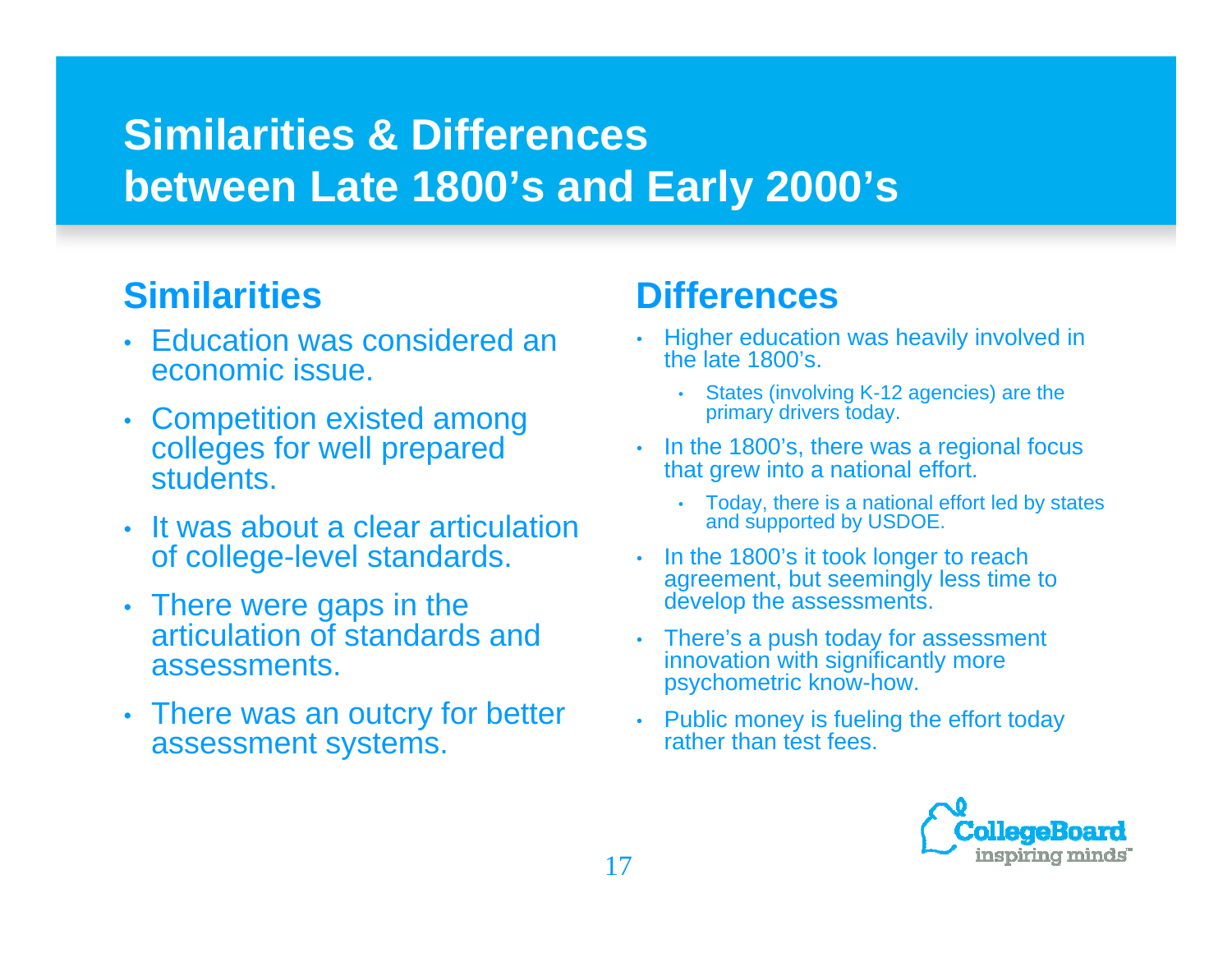# Similarities & Differences between Late 1800's and Early 2000's

## Similarities

- Education was considered an economic issue.
- Competition existed among colleges for well prepared students.
- It was about a clear articulation of college-level standards.
- There were gaps in the articulation of standards and assessments.
- There was an outcry for better assessment systems.

## Differences

- Higher education was heavily involved in the late 1800's.
  - States (involving K-12 agencies) are the primary drivers today.
- In the 1800's, there was a regional focus that grew into a national effort.
  - Today, there is a national effort led by states and supported by USDOE.
- In the 1800's it took longer to reach agreement, but seemingly less time to develop the assessments.
- There's a push today for assessment innovation with significantly more psychometric know-how.
- Public money is fueling the effort today rather than test fees.

CollegeBoard inspiring minds™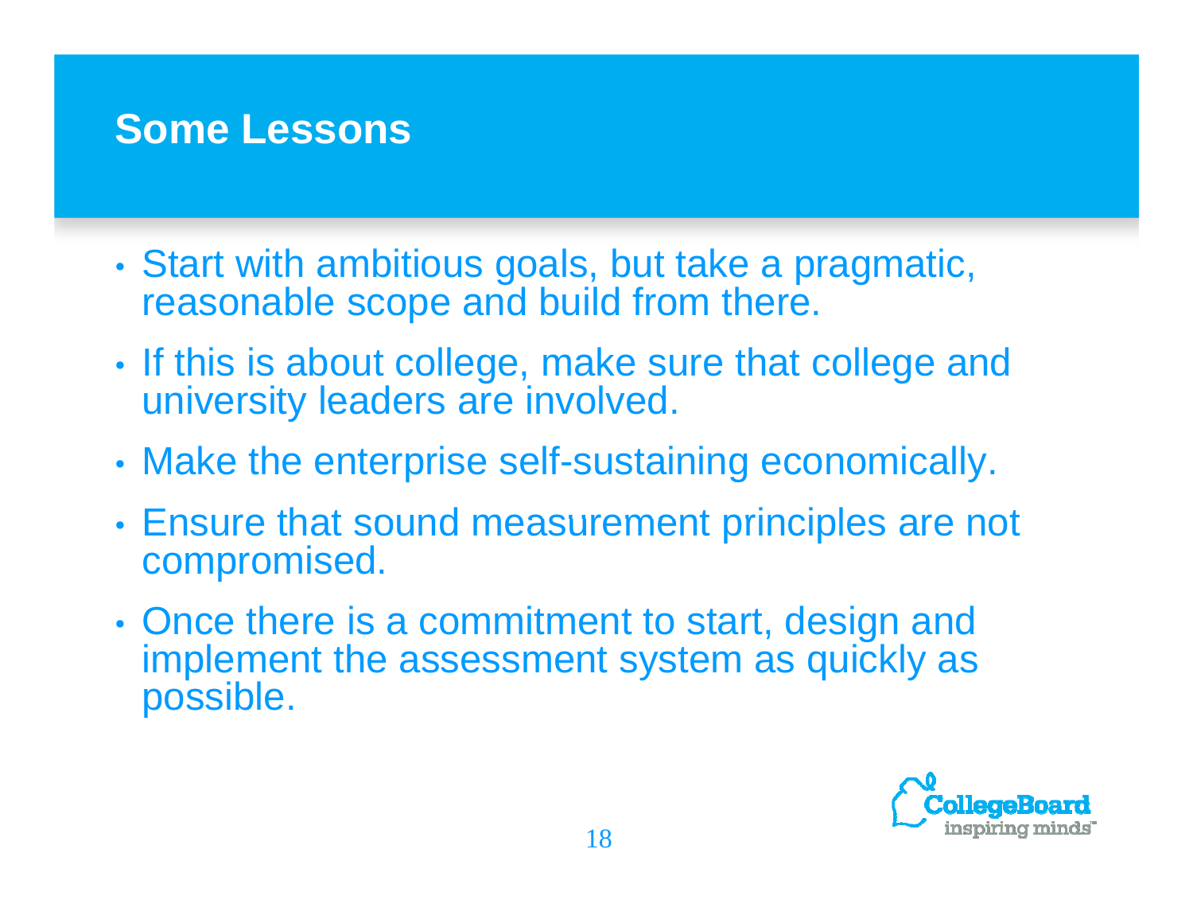# Some Lessons

- Start with ambitious goals, but take a pragmatic, reasonable scope and build from there.
- If this is about college, make sure that college and university leaders are involved.
- Make the enterprise self-sustaining economically.
- Ensure that sound measurement principles are not compromised.
- Once there is a commitment to start, design and implement the assessment system as quickly as possible.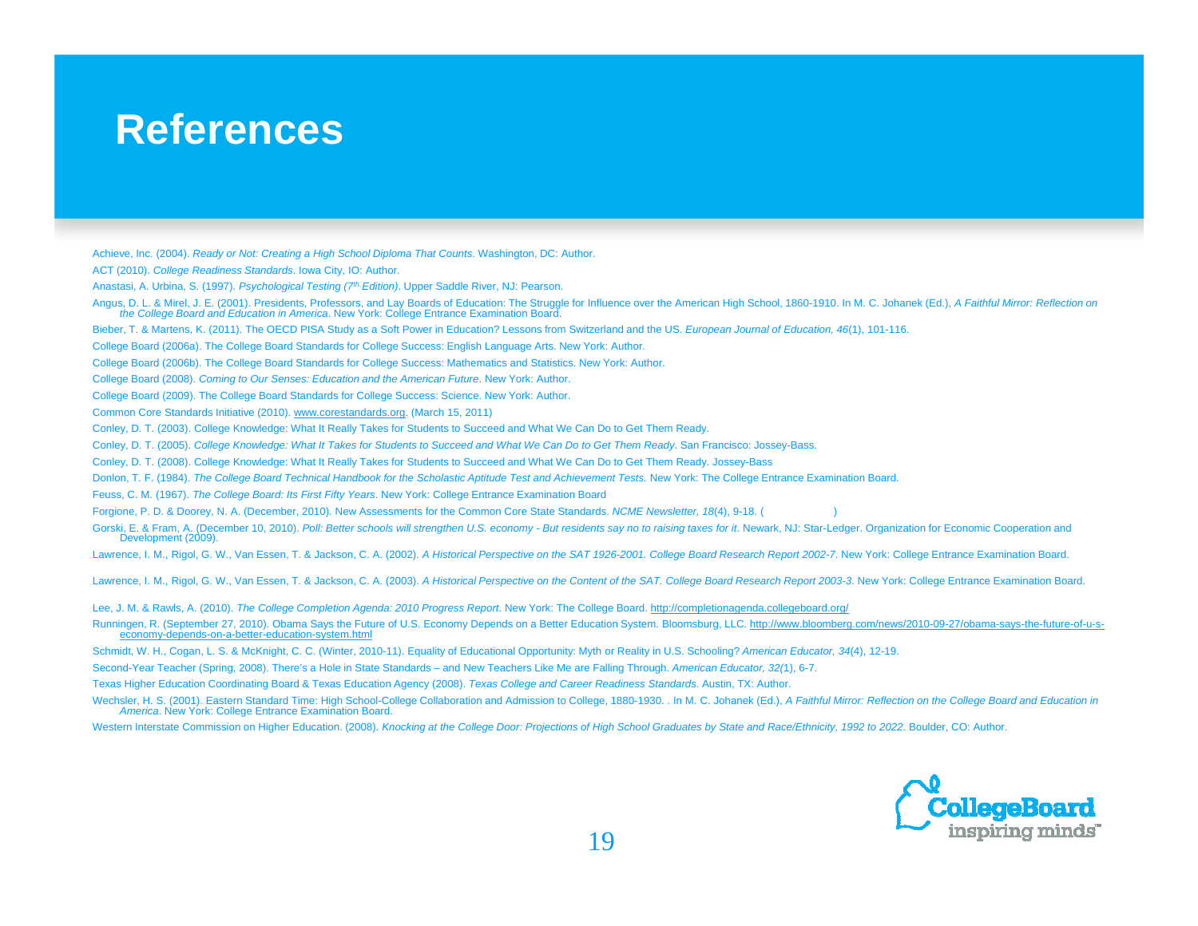# References

Achieve, Inc. (2004). *Ready or Not: Creating a High School Diploma That Counts*. Washington, DC: Author.

ACT (2010). *College Readiness Standards*. Iowa City, IO: Author.

Anastasi, A. Urbina, S. (1997). *Psychological Testing (7th Edition)*. Upper Saddle River, NJ: Pearson.

Angus, D. L. & Mirel, J. E. (2001). Presidents, Professors, and Lay Boards of Education: The Struggle for Influence over the American High School, 1860-1910. In M. C. Johanek (Ed.), *A Faithful Mirror: Reflection on the College Board and Education in America*. New York: College Entrance Examination Board.

Bieber, T. & Martens, K. (2011). The OECD PISA Study as a Soft Power in Education? Lessons from Switzerland and the US. *European Journal of Education, 46*(1), 101-116.

College Board (2006a). The College Board Standards for College Success: English Language Arts. New York: Author.

College Board (2006b). The College Board Standards for College Success: Mathematics and Statistics. New York: Author.

College Board (2008). *Coming to Our Senses: Education and the American Future*. New York: Author.

College Board (2009). The College Board Standards for College Success: Science. New York: Author.

Common Core Standards Initiative (2010). www.corestandards.org. (March 15, 2011)

Conley, D. T. (2003). College Knowledge: What It Really Takes for Students to Succeed and What We Can Do to Get Them Ready.

Conley, D. T. (2005). *College Knowledge: What It Takes for Students to Succeed and What We Can Do to Get Them Ready*. San Francisco: Jossey-Bass.

Conley, D. T. (2008). College Knowledge: What It Really Takes for Students to Succeed and What We Can Do to Get Them Ready. Jossey-Bass

Donlon, T. F. (1984). *The College Board Technical Handbook for the Scholastic Aptitude Test and Achievement Tests.* New York: The College Entrance Examination Board.

Feuss, C. M. (1967). *The College Board: Its First Fifty Years*. New York: College Entrance Examination Board

Forgione, P. D. & Doorey, N. A. (December, 2010). New Assessments for the Common Core State Standards. *NCME Newsletter, 18*(4), 9-18. ( )

Gorski, E. & Fram, A. (December 10, 2010). *Poll: Better schools will strengthen U.S. economy - But residents say no to raising taxes for it*. Newark, NJ: Star-Ledger. Organization for Economic Cooperation and Development (2009).

Lawrence, I. M., Rigol, G. W., Van Essen, T. & Jackson, C. A. (2002). *A Historical Perspective on the SAT 1926-2001. College Board Research Report 2002-7*. New York: College Entrance Examination Board.

Lawrence, I. M., Rigol, G. W., Van Essen, T. & Jackson, C. A. (2003). *A Historical Perspective on the Content of the SAT. College Board Research Report 2003-3*. New York: College Entrance Examination Board.

Lee, J. M. & Rawls, A. (2010). *The College Completion Agenda: 2010 Progress Report*. New York: The College Board. http://completionagenda.collegeboard.org/

Runningen, R. (September 27, 2010). Obama Says the Future of U.S. Economy Depends on a Better Education System. Bloomsburg, LLC. http://www.bloomberg.com/news/2010-09-27/obama-says-the-future-of-u-s-economy-depends-on-a-better-education-system.html

Schmidt, W. H., Cogan, L. S. & McKnight, C. C. (Winter, 2010-11). Equality of Educational Opportunity: Myth or Reality in U.S. Schooling? *American Educator, 34*(4), 12-19.

Second-Year Teacher (Spring, 2008). There's a Hole in State Standards – and New Teachers Like Me are Falling Through. *American Educator, 32(*1), 6-7.

Texas Higher Education Coordinating Board & Texas Education Agency (2008). *Texas College and Career Readiness Standards*. Austin, TX: Author.

Wechsler, H. S. (2001). Eastern Standard Time: High School-College Collaboration and Admission to College, 1880-1930. . In M. C. Johanek (Ed.), *A Faithful Mirror: Reflection on the College Board and Education in America*. New York: College Entrance Examination Board.

Western Interstate Commission on Higher Education. (2008). *Knocking at the College Door: Projections of High School Graduates by State and Race/Ethnicity, 1992 to 2022*. Boulder, CO: Author.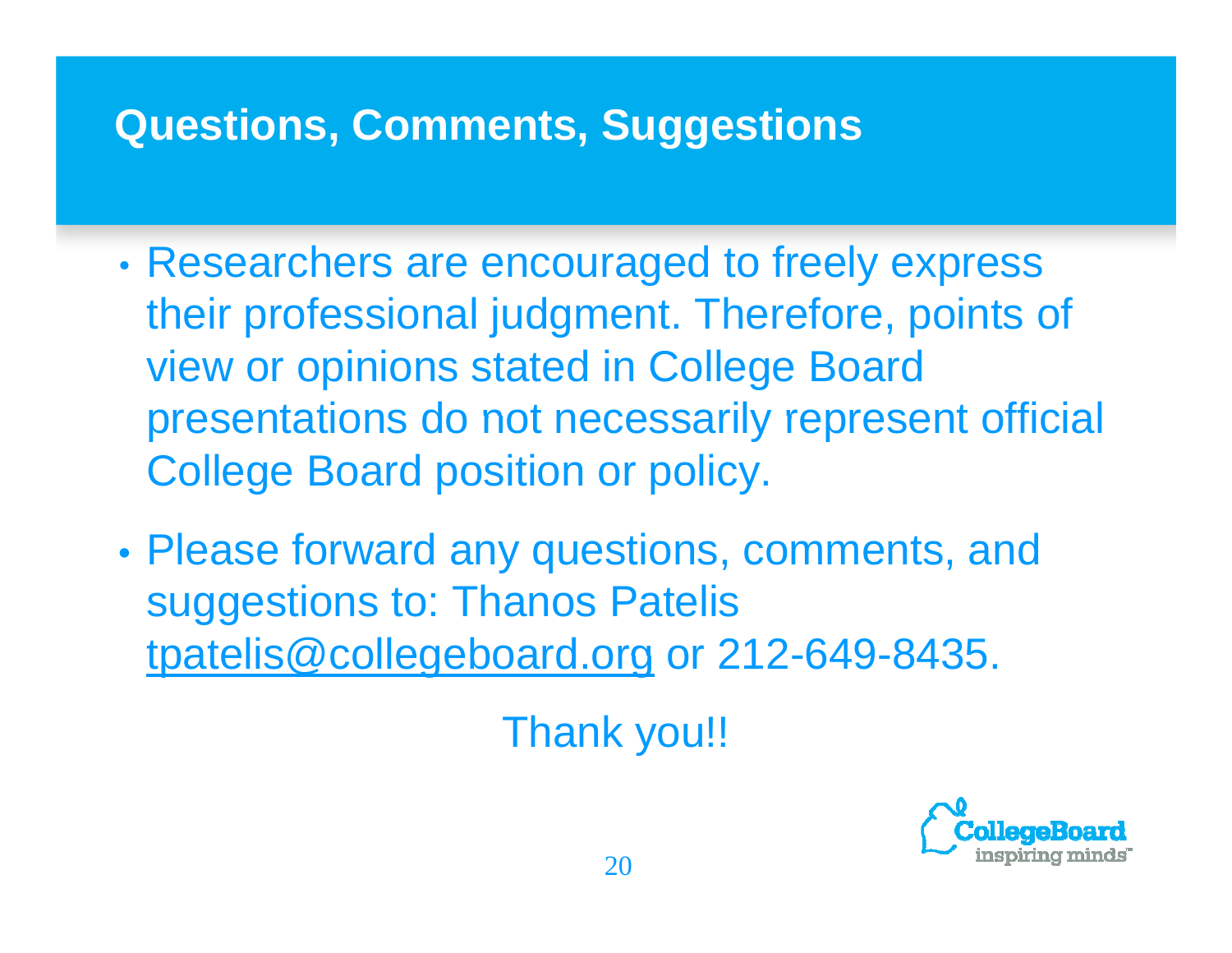# Questions, Comments, Suggestions

- Researchers are encouraged to freely express their professional judgment. Therefore, points of view or opinions stated in College Board presentations do not necessarily represent official College Board position or policy.
- Please forward any questions, comments, and suggestions to: Thanos Patelis tpatelis@collegeboard.org or 212-649-8435.

Thank you!!

CollegeBoard
inspiring minds™